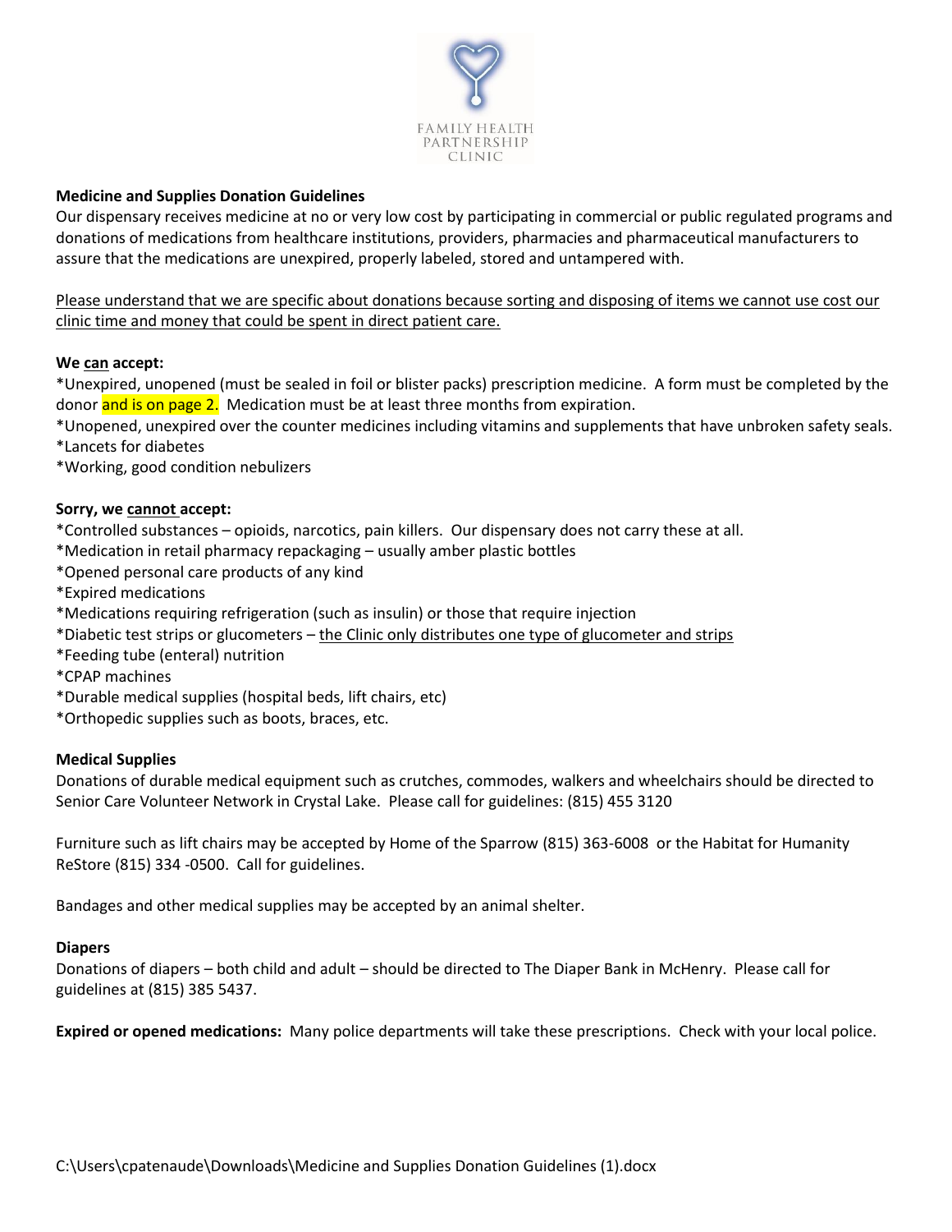FAMILY HEALTH PARTNERSHIP CLINIC

**Medicine and Supplies Donation Guidelines**

Our dispensary receives medicine at no or very low cost by participating in commercial or public regulated programs and donations of medications from healthcare institutions, providers, pharmacies and pharmaceutical manufacturers to assure that the medications are unexpired, properly labeled, stored and untampered with.

Please understand that we are specific about donations because sorting and disposing of items we cannot use cost our clinic time and money that could be spent in direct patient care.

**We can accept:**

*Unexpired, unopened (must be sealed in foil or blister packs) prescription medicine. A form must be completed by the donor and is on page 2. Medication must be at least three months from expiration.
*Unopened, unexpired over the counter medicines including vitamins and supplements that have unbroken safety seals.
*Lancets for diabetes
*Working, good condition nebulizers

**Sorry, we cannot accept:**

*Controlled substances – opioids, narcotics, pain killers. Our dispensary does not carry these at all.
*Medication in retail pharmacy repackaging – usually amber plastic bottles
*Opened personal care products of any kind
*Expired medications
*Medications requiring refrigeration (such as insulin) or those that require injection
*Diabetic test strips or glucometers – the Clinic only distributes one type of glucometer and strips
*Feeding tube (enteral) nutrition
*CPAP machines
*Durable medical supplies (hospital beds, lift chairs, etc)
*Orthopedic supplies such as boots, braces, etc.

**Medical Supplies**

Donations of durable medical equipment such as crutches, commodes, walkers and wheelchairs should be directed to Senior Care Volunteer Network in Crystal Lake. Please call for guidelines: (815) 455 3120

Furniture such as lift chairs may be accepted by Home of the Sparrow (815) 363-6008 or the Habitat for Humanity ReStore (815) 334 -0500. Call for guidelines.

Bandages and other medical supplies may be accepted by an animal shelter.

**Diapers**

Donations of diapers – both child and adult – should be directed to The Diaper Bank in McHenry. Please call for guidelines at (815) 385 5437.

**Expired or opened medications:** Many police departments will take these prescriptions. Check with your local police.

C:\Users\cpatenaude\Downloads\Medicine and Supplies Donation Guidelines (1).docx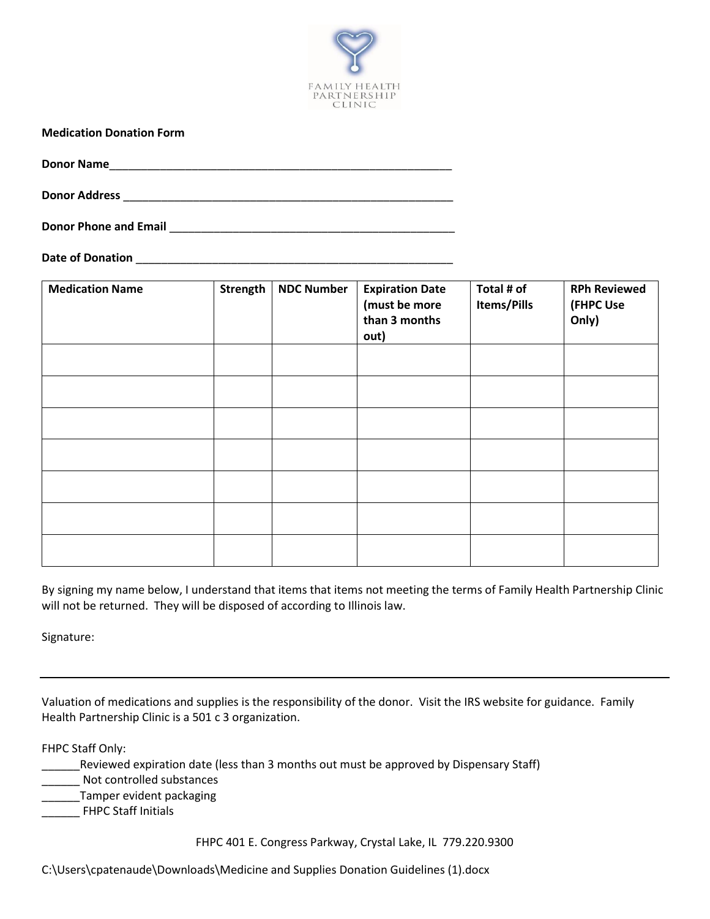FAMILY HEALTH PARTNERSHIP CLINIC

**Medication Donation Form**

**Donor Name**________________________________________________________

**Donor Address** ______________________________________________________

**Donor Phone and Email** _______________________________________________

**Date of Donation** ___________________________________________________

| Medication Name | Strength | NDC Number | Expiration Date (must be more than 3 months out) | Total # of Items/Pills | RPh Reviewed (FHPC Use Only) |
|---|---|---|---|---|---|
| | | | | | |
| | | | | | |
| | | | | | |
| | | | | | |
| | | | | | |
| | | | | | |
| | | | | | |

By signing my name below, I understand that items that items not meeting the terms of Family Health Partnership Clinic will not be returned. They will be disposed of according to Illinois law.

Signature:

---

Valuation of medications and supplies is the responsibility of the donor. Visit the IRS website for guidance. Family Health Partnership Clinic is a 501 c 3 organization.

FHPC Staff Only:

______Reviewed expiration date (less than 3 months out must be approved by Dispensary Staff)

______ Not controlled substances

______Tamper evident packaging

______ FHPC Staff Initials

FHPC 401 E. Congress Parkway, Crystal Lake, IL 779.220.9300

C:\Users\cpatenaude\Downloads\Medicine and Supplies Donation Guidelines (1).docx